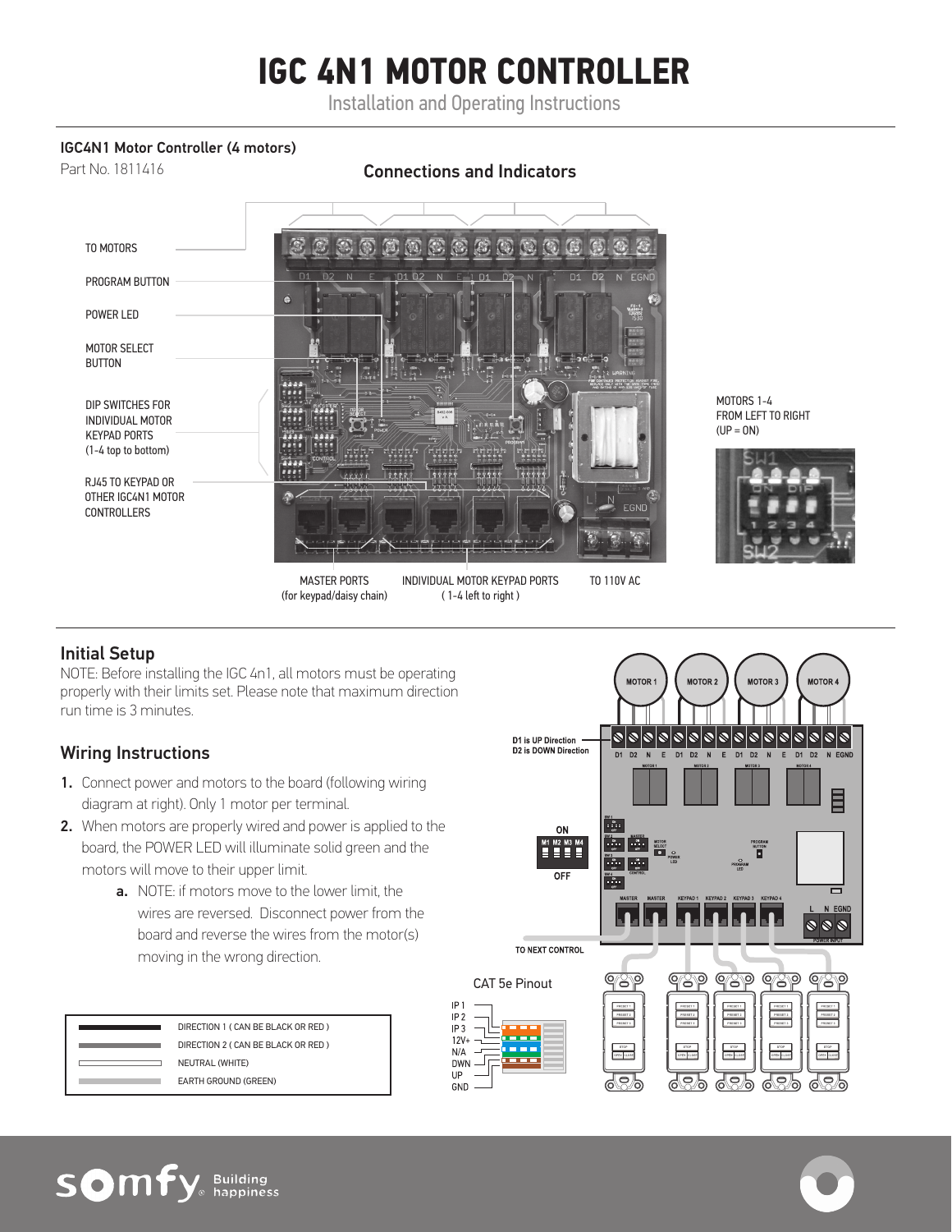# IGC 4N1 MOTOR CONTROLLER

Installation and Operating Instructions

**IGC4N1 Motor Controller (4 motors)**

Part No. 1811416

## Connections and Indicators

TO MOTORS

PROGRAM BUTTON

POWER LED

MOTOR SELECT BUTTON

DIP SWITCHES FOR INDIVIDUAL MOTOR KEYPAD PORTS (1-4 top to bottom)

RJ45 TO KEYPAD OR OTHER IGC4N1 MOTOR CONTROLLERS

MASTER PORTS (for keypad/daisy chain)

INDIVIDUAL MOTOR KEYPAD PORTS ( 1-4 left to right )

TO 110V AC

MOTORS 1-4 FROM LEFT TO RIGHT (UP = ON)

## Initial Setup

NOTE: Before installing the IGC 4n1, all motors must be operating properly with their limits set. Please note that maximum direction run time is 3 minutes.

## Wiring Instructions

1. Connect power and motors to the board (following wiring diagram at right). Only 1 motor per terminal.
2. When motors are properly wired and power is applied to the board, the POWER LED will illuminate solid green and the motors will move to their upper limit.
   a. NOTE: if motors move to the lower limit, the wires are reversed. Disconnect power from the board and reverse the wires from the motor(s) moving in the wrong direction.

| Line | Description |
|---|---|
| (black) | DIRECTION 1 ( CAN BE BLACK OR RED ) |
| (dark gray) | DIRECTION 2 ( CAN BE BLACK OR RED ) |
| (white) | NEUTRAL (WHITE) |
| (light gray) | EARTH GROUND (GREEN) |

MOTOR 1 MOTOR 2 MOTOR 3 MOTOR 4

D1 is UP Direction
D2 is DOWN Direction

ON
M1 M2 M3 M4
OFF

TO NEXT CONTROL

CAT 5e Pinout

IP 1
IP 2
IP 3
12V+
N/A
DWN
UP
GND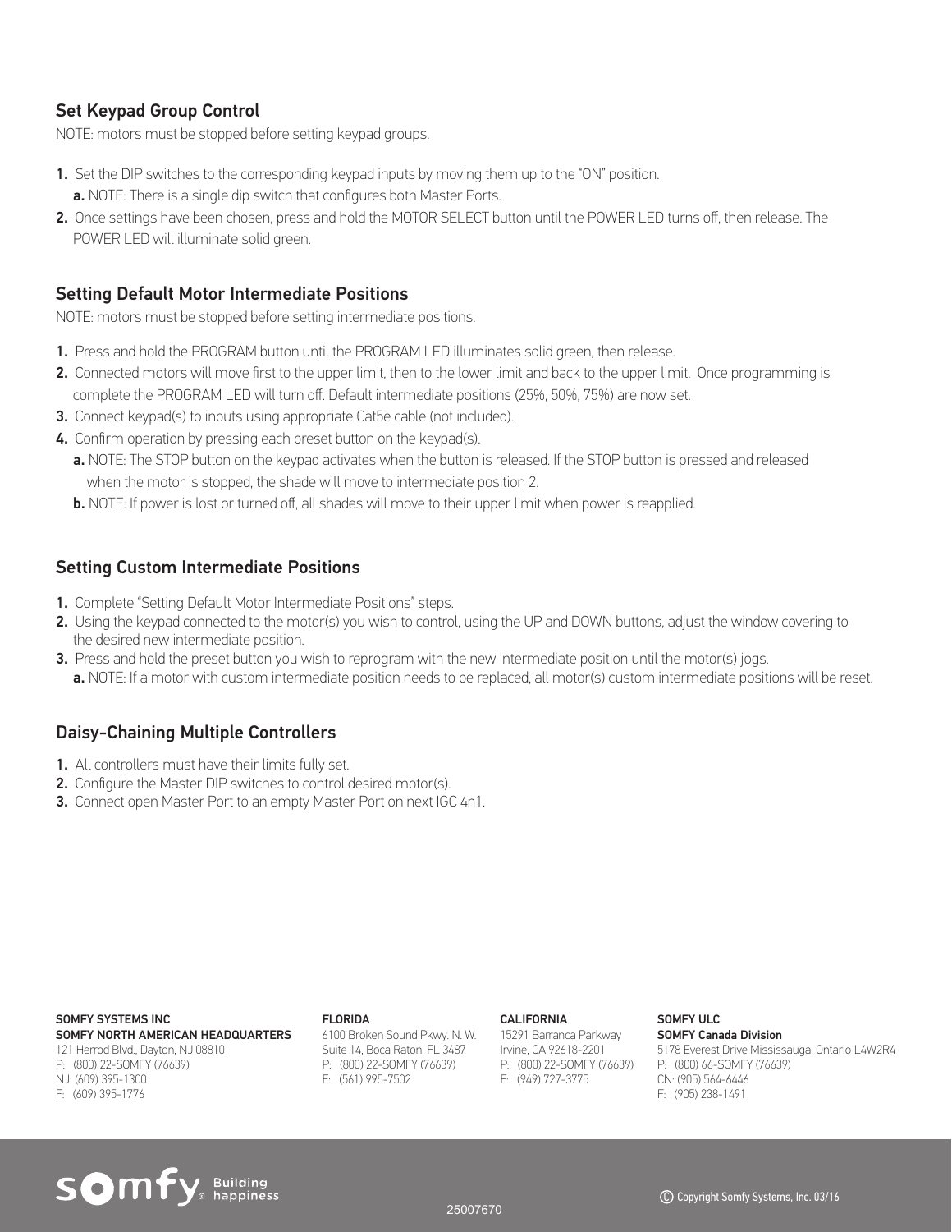## Set Keypad Group Control

NOTE: motors must be stopped before setting keypad groups.

1. Set the DIP switches to the corresponding keypad inputs by moving them up to the "ON" position.
   a. NOTE: There is a single dip switch that configures both Master Ports.
2. Once settings have been chosen, press and hold the MOTOR SELECT button until the POWER LED turns off, then release. The POWER LED will illuminate solid green.

## Setting Default Motor Intermediate Positions

NOTE: motors must be stopped before setting intermediate positions.

1. Press and hold the PROGRAM button until the PROGRAM LED illuminates solid green, then release.
2. Connected motors will move first to the upper limit, then to the lower limit and back to the upper limit. Once programming is complete the PROGRAM LED will turn off. Default intermediate positions (25%, 50%, 75%) are now set.
3. Connect keypad(s) to inputs using appropriate Cat5e cable (not included).
4. Confirm operation by pressing each preset button on the keypad(s).
   a. NOTE: The STOP button on the keypad activates when the button is released. If the STOP button is pressed and released when the motor is stopped, the shade will move to intermediate position 2.
   b. NOTE: If power is lost or turned off, all shades will move to their upper limit when power is reapplied.

## Setting Custom Intermediate Positions

1. Complete "Setting Default Motor Intermediate Positions" steps.
2. Using the keypad connected to the motor(s) you wish to control, using the UP and DOWN buttons, adjust the window covering to the desired new intermediate position.
3. Press and hold the preset button you wish to reprogram with the new intermediate position until the motor(s) jogs.
   a. NOTE: If a motor with custom intermediate position needs to be replaced, all motor(s) custom intermediate positions will be reset.

## Daisy-Chaining Multiple Controllers

1. All controllers must have their limits fully set.
2. Configure the Master DIP switches to control desired motor(s).
3. Connect open Master Port to an empty Master Port on next IGC 4n1.

**SOMFY SYSTEMS INC**
**SOMFY NORTH AMERICAN HEADQUARTERS**
121 Herrod Blvd., Dayton, NJ 08810
P: (800) 22-SOMFY (76639)
NJ: (609) 395-1300
F: (609) 395-1776

**FLORIDA**
6100 Broken Sound Pkwy. N. W.
Suite 14, Boca Raton, FL 3487
P: (800) 22-SOMFY (76639)
F: (561) 995-7502

**CALIFORNIA**
15291 Barranca Parkway
Irvine, CA 92618-2201
P: (800) 22-SOMFY (76639)
F: (949) 727-3775

**SOMFY ULC**
**SOMFY Canada Division**
5178 Everest Drive Mississauga, Ontario L4W2R4
P: (800) 66-SOMFY (76639)
CN: (905) 564-6446
F: (905) 238-1491

somfy® Building happiness

25007670

© Copyright Somfy Systems, Inc. 03/16